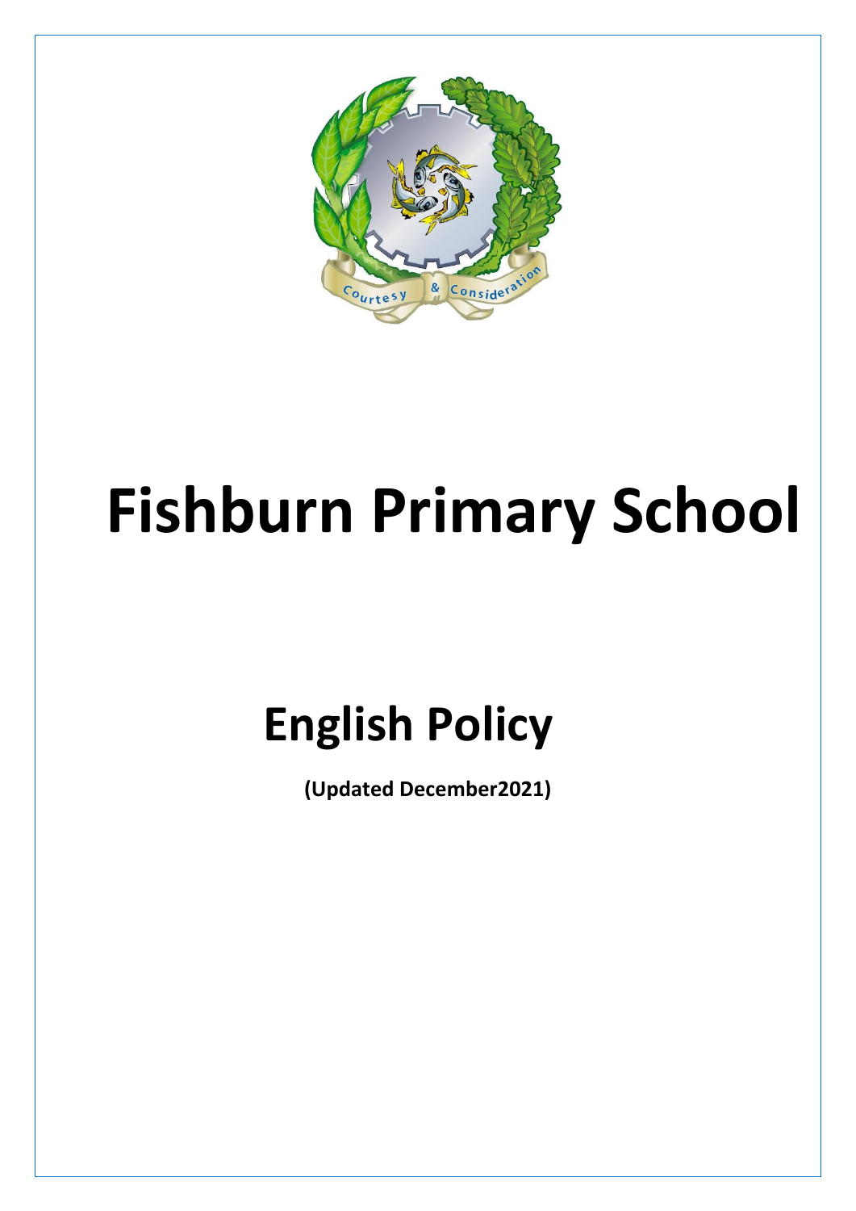# Fishburn Primary School

## English Policy

**(Updated December2021)**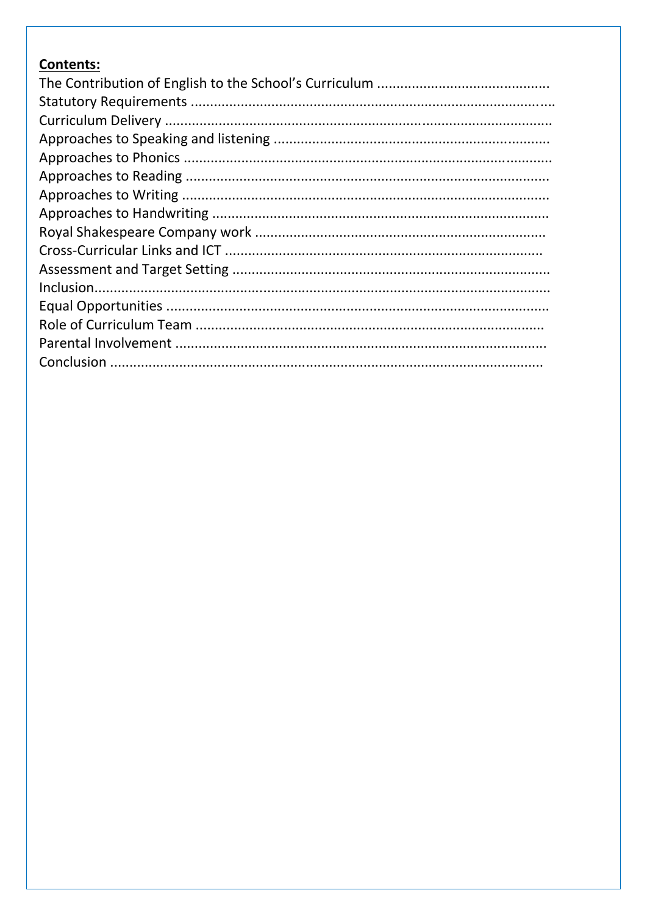**Contents:**

The Contribution of English to the School's Curriculum ............................................
Statutory Requirements ............................................................................................
Curriculum Delivery ..................................................................................................
Approaches to Speaking and listening .......................................................................
Approaches to Phonics ..............................................................................................
Approaches to Reading .............................................................................................
Approaches to Writing ..............................................................................................
Approaches to Handwriting ......................................................................................
Royal Shakespeare Company work ..........................................................................
Cross-Curricular Links and ICT .................................................................................
Assessment and Target Setting .................................................................................
Inclusion....................................................................................................................
Equal Opportunities ..................................................................................................
Role of Curriculum Team ..........................................................................................
Parental Involvement ................................................................................................
Conclusion ................................................................................................................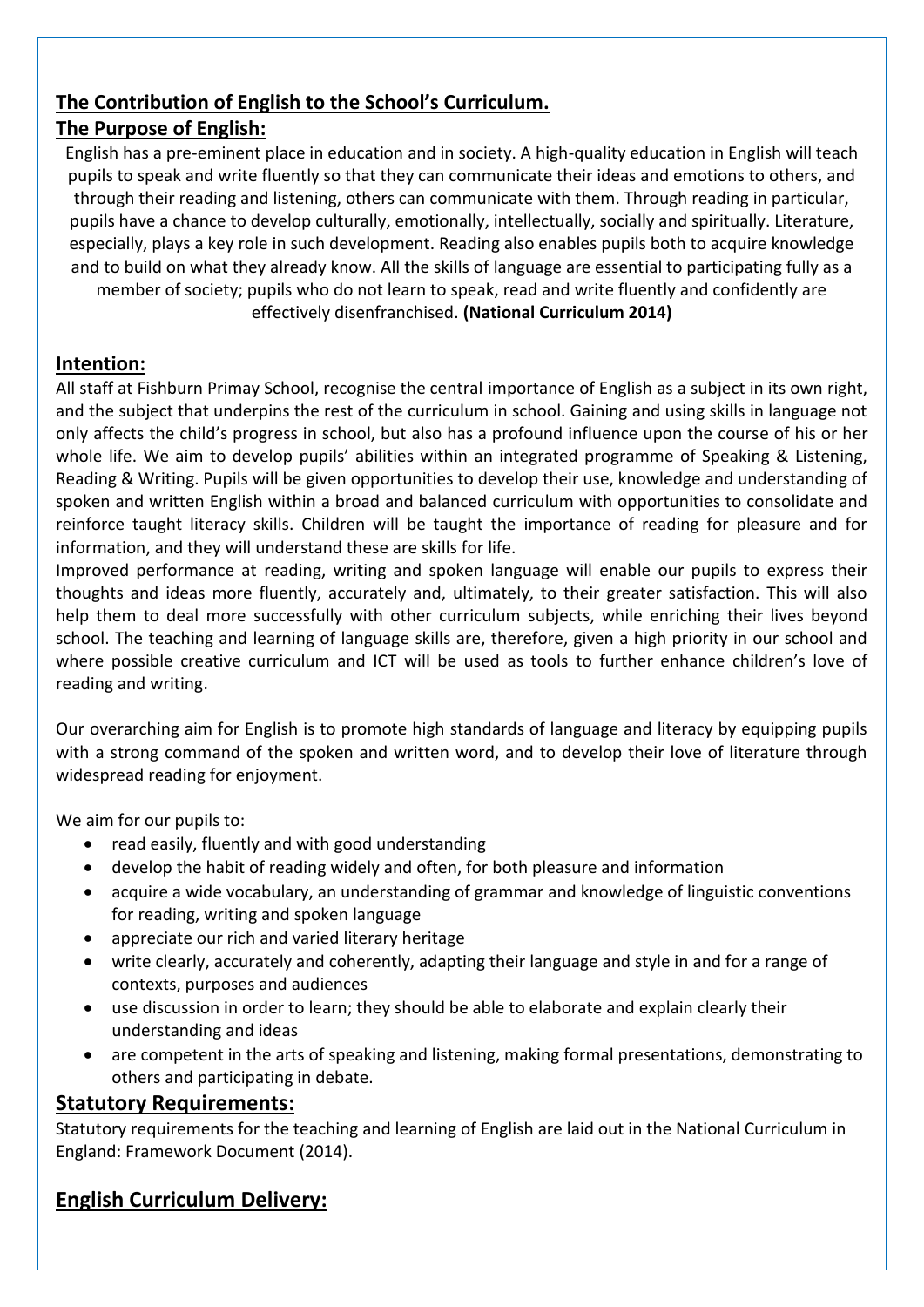## The Contribution of English to the School's Curriculum.

## The Purpose of English:

English has a pre-eminent place in education and in society. A high-quality education in English will teach pupils to speak and write fluently so that they can communicate their ideas and emotions to others, and through their reading and listening, others can communicate with them. Through reading in particular, pupils have a chance to develop culturally, emotionally, intellectually, socially and spiritually. Literature, especially, plays a key role in such development. Reading also enables pupils both to acquire knowledge and to build on what they already know. All the skills of language are essential to participating fully as a member of society; pupils who do not learn to speak, read and write fluently and confidently are effectively disenfranchised. **(National Curriculum 2014)**

## Intention:

All staff at Fishburn Primay School, recognise the central importance of English as a subject in its own right, and the subject that underpins the rest of the curriculum in school. Gaining and using skills in language not only affects the child's progress in school, but also has a profound influence upon the course of his or her whole life. We aim to develop pupils' abilities within an integrated programme of Speaking & Listening, Reading & Writing. Pupils will be given opportunities to develop their use, knowledge and understanding of spoken and written English within a broad and balanced curriculum with opportunities to consolidate and reinforce taught literacy skills. Children will be taught the importance of reading for pleasure and for information, and they will understand these are skills for life.

Improved performance at reading, writing and spoken language will enable our pupils to express their thoughts and ideas more fluently, accurately and, ultimately, to their greater satisfaction. This will also help them to deal more successfully with other curriculum subjects, while enriching their lives beyond school. The teaching and learning of language skills are, therefore, given a high priority in our school and where possible creative curriculum and ICT will be used as tools to further enhance children's love of reading and writing.

Our overarching aim for English is to promote high standards of language and literacy by equipping pupils with a strong command of the spoken and written word, and to develop their love of literature through widespread reading for enjoyment.

We aim for our pupils to:

- read easily, fluently and with good understanding
- develop the habit of reading widely and often, for both pleasure and information
- acquire a wide vocabulary, an understanding of grammar and knowledge of linguistic conventions for reading, writing and spoken language
- appreciate our rich and varied literary heritage
- write clearly, accurately and coherently, adapting their language and style in and for a range of contexts, purposes and audiences
- use discussion in order to learn; they should be able to elaborate and explain clearly their understanding and ideas
- are competent in the arts of speaking and listening, making formal presentations, demonstrating to others and participating in debate.

## Statutory Requirements:

Statutory requirements for the teaching and learning of English are laid out in the National Curriculum in England: Framework Document (2014).

## English Curriculum Delivery: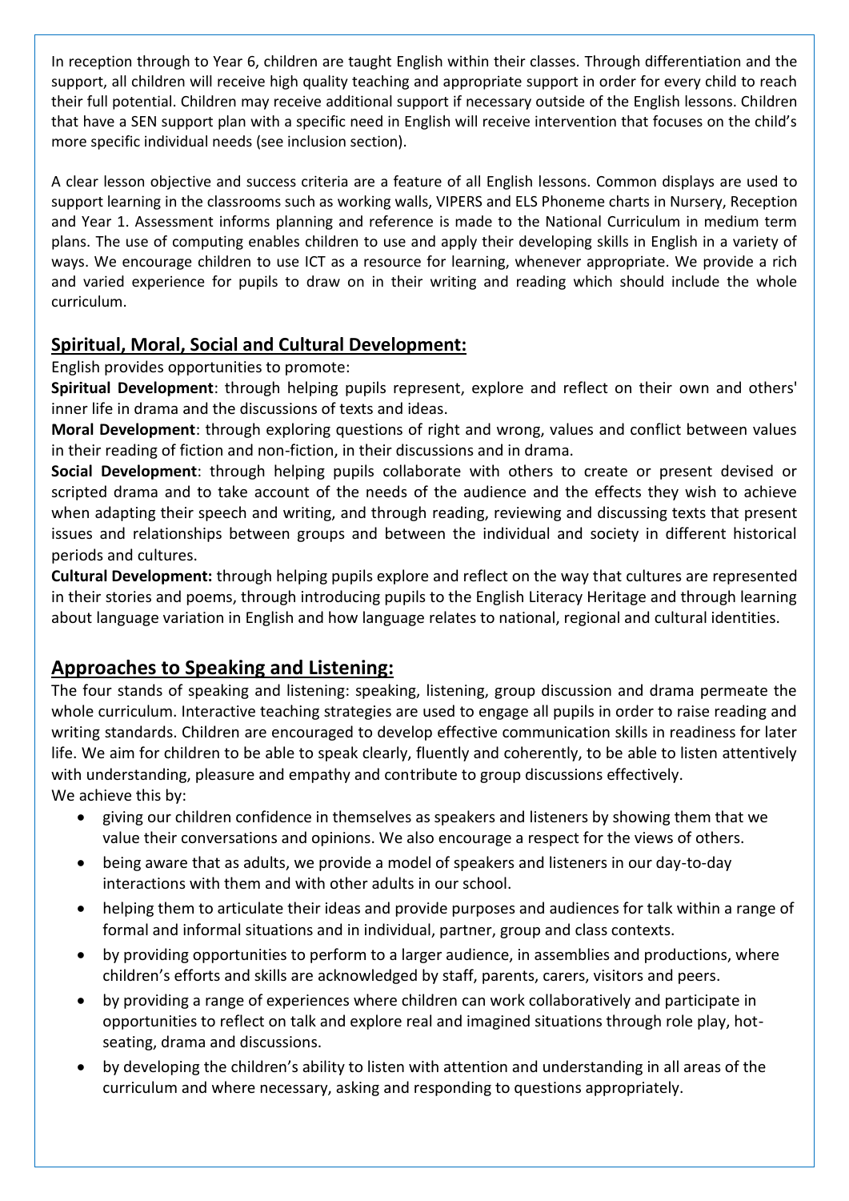In reception through to Year 6, children are taught English within their classes. Through differentiation and the support, all children will receive high quality teaching and appropriate support in order for every child to reach their full potential. Children may receive additional support if necessary outside of the English lessons. Children that have a SEN support plan with a specific need in English will receive intervention that focuses on the child's more specific individual needs (see inclusion section).

A clear lesson objective and success criteria are a feature of all English lessons. Common displays are used to support learning in the classrooms such as working walls, VIPERS and ELS Phoneme charts in Nursery, Reception and Year 1. Assessment informs planning and reference is made to the National Curriculum in medium term plans. The use of computing enables children to use and apply their developing skills in English in a variety of ways. We encourage children to use ICT as a resource for learning, whenever appropriate. We provide a rich and varied experience for pupils to draw on in their writing and reading which should include the whole curriculum.

## Spiritual, Moral, Social and Cultural Development:

English provides opportunities to promote:

**Spiritual Development**: through helping pupils represent, explore and reflect on their own and others' inner life in drama and the discussions of texts and ideas.

**Moral Development**: through exploring questions of right and wrong, values and conflict between values in their reading of fiction and non-fiction, in their discussions and in drama.

**Social Development**: through helping pupils collaborate with others to create or present devised or scripted drama and to take account of the needs of the audience and the effects they wish to achieve when adapting their speech and writing, and through reading, reviewing and discussing texts that present issues and relationships between groups and between the individual and society in different historical periods and cultures.

**Cultural Development:** through helping pupils explore and reflect on the way that cultures are represented in their stories and poems, through introducing pupils to the English Literacy Heritage and through learning about language variation in English and how language relates to national, regional and cultural identities.

## Approaches to Speaking and Listening:

The four stands of speaking and listening: speaking, listening, group discussion and drama permeate the whole curriculum. Interactive teaching strategies are used to engage all pupils in order to raise reading and writing standards. Children are encouraged to develop effective communication skills in readiness for later life. We aim for children to be able to speak clearly, fluently and coherently, to be able to listen attentively with understanding, pleasure and empathy and contribute to group discussions effectively.
We achieve this by:

- giving our children confidence in themselves as speakers and listeners by showing them that we value their conversations and opinions. We also encourage a respect for the views of others.
- being aware that as adults, we provide a model of speakers and listeners in our day-to-day interactions with them and with other adults in our school.
- helping them to articulate their ideas and provide purposes and audiences for talk within a range of formal and informal situations and in individual, partner, group and class contexts.
- by providing opportunities to perform to a larger audience, in assemblies and productions, where children's efforts and skills are acknowledged by staff, parents, carers, visitors and peers.
- by providing a range of experiences where children can work collaboratively and participate in opportunities to reflect on talk and explore real and imagined situations through role play, hot-seating, drama and discussions.
- by developing the children's ability to listen with attention and understanding in all areas of the curriculum and where necessary, asking and responding to questions appropriately.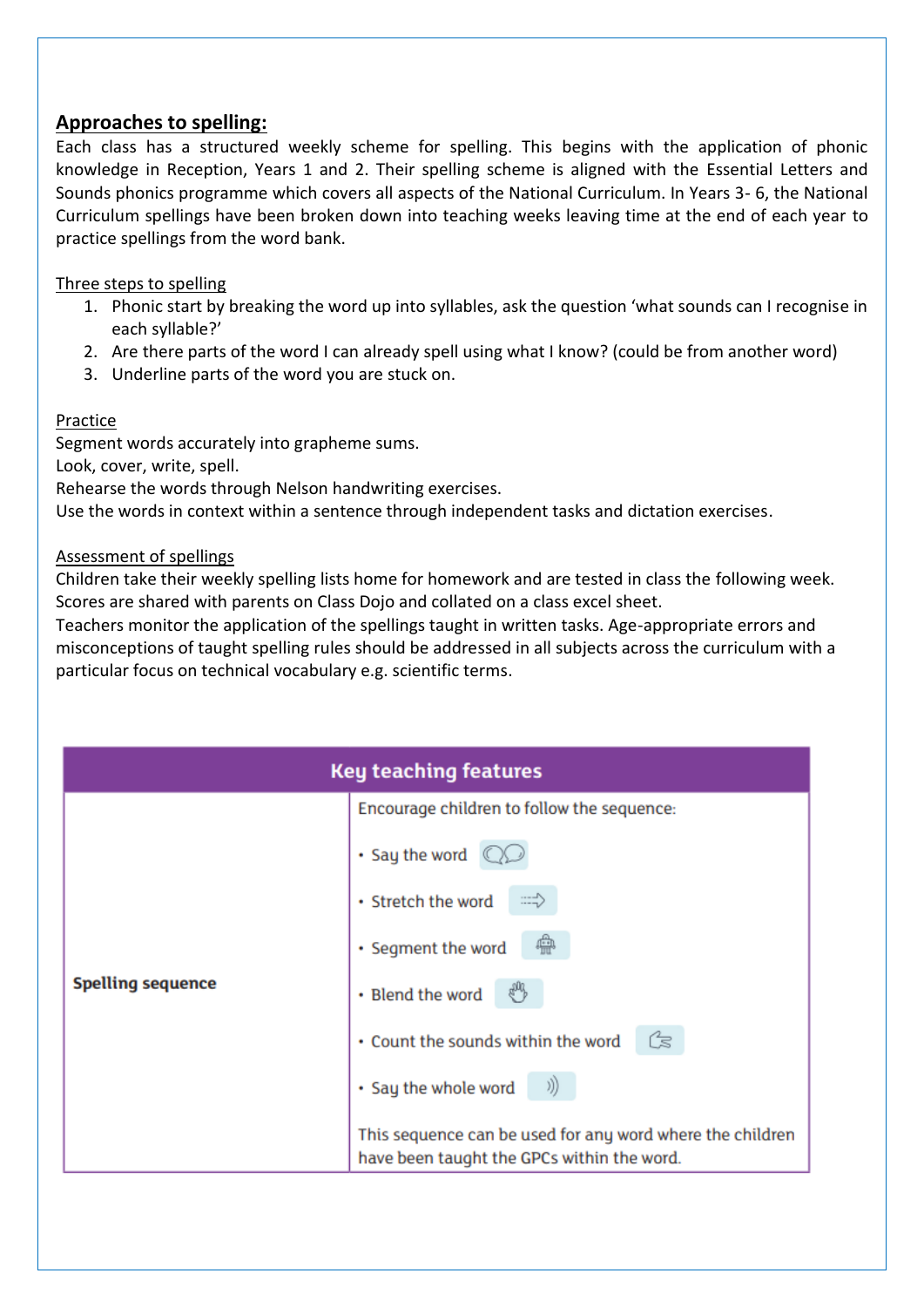## Approaches to spelling:

Each class has a structured weekly scheme for spelling. This begins with the application of phonic knowledge in Reception, Years 1 and 2. Their spelling scheme is aligned with the Essential Letters and Sounds phonics programme which covers all aspects of the National Curriculum. In Years 3- 6, the National Curriculum spellings have been broken down into teaching weeks leaving time at the end of each year to practice spellings from the word bank.

Three steps to spelling

1. Phonic start by breaking the word up into syllables, ask the question 'what sounds can I recognise in each syllable?'
2. Are there parts of the word I can already spell using what I know? (could be from another word)
3. Underline parts of the word you are stuck on.

Practice

Segment words accurately into grapheme sums.
Look, cover, write, spell.
Rehearse the words through Nelson handwriting exercises.
Use the words in context within a sentence through independent tasks and dictation exercises.

Assessment of spellings

Children take their weekly spelling lists home for homework and are tested in class the following week. Scores are shared with parents on Class Dojo and collated on a class excel sheet.
Teachers monitor the application of the spellings taught in written tasks. Age-appropriate errors and misconceptions of taught spelling rules should be addressed in all subjects across the curriculum with a particular focus on technical vocabulary e.g. scientific terms.

| Key teaching features | |
|---|---|
| **Spelling sequence** | Encourage children to follow the sequence:<br>• Say the word<br>• Stretch the word<br>• Segment the word<br>• Blend the word<br>• Count the sounds within the word<br>• Say the whole word<br>This sequence can be used for any word where the children have been taught the GPCs within the word. |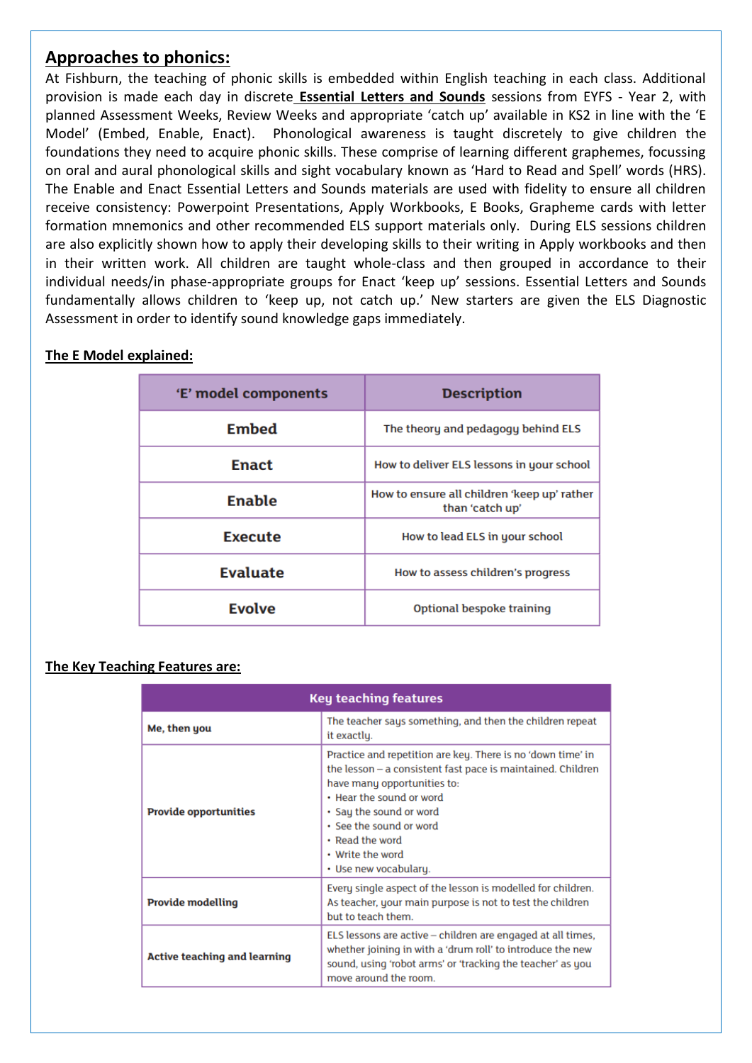## Approaches to phonics:

At Fishburn, the teaching of phonic skills is embedded within English teaching in each class. Additional provision is made each day in discrete **Essential Letters and Sounds** sessions from EYFS - Year 2, with planned Assessment Weeks, Review Weeks and appropriate 'catch up' available in KS2 in line with the 'E Model' (Embed, Enable, Enact). Phonological awareness is taught discretely to give children the foundations they need to acquire phonic skills. These comprise of learning different graphemes, focussing on oral and aural phonological skills and sight vocabulary known as 'Hard to Read and Spell' words (HRS). The Enable and Enact Essential Letters and Sounds materials are used with fidelity to ensure all children receive consistency: Powerpoint Presentations, Apply Workbooks, E Books, Grapheme cards with letter formation mnemonics and other recommended ELS support materials only. During ELS sessions children are also explicitly shown how to apply their developing skills to their writing in Apply workbooks and then in their written work. All children are taught whole-class and then grouped in accordance to their individual needs/in phase-appropriate groups for Enact 'keep up' sessions. Essential Letters and Sounds fundamentally allows children to 'keep up, not catch up.' New starters are given the ELS Diagnostic Assessment in order to identify sound knowledge gaps immediately.

**The E Model explained:**

| 'E' model components | Description |
|---|---|
| **Embed** | The theory and pedagogy behind ELS |
| **Enact** | How to deliver ELS lessons in your school |
| **Enable** | How to ensure all children 'keep up' rather than 'catch up' |
| **Execute** | How to lead ELS in your school |
| **Evaluate** | How to assess children's progress |
| **Evolve** | Optional bespoke training |

**The Key Teaching Features are:**

| Key teaching features | |
|---|---|
| **Me, then you** | The teacher says something, and then the children repeat it exactly. |
| **Provide opportunities** | Practice and repetition are key. There is no 'down time' in the lesson – a consistent fast pace is maintained. Children have many opportunities to:<br>• Hear the sound or word<br>• Say the sound or word<br>• See the sound or word<br>• Read the word<br>• Write the word<br>• Use new vocabulary. |
| **Provide modelling** | Every single aspect of the lesson is modelled for children. As teacher, your main purpose is not to test the children but to teach them. |
| **Active teaching and learning** | ELS lessons are active – children are engaged at all times, whether joining in with a 'drum roll' to introduce the new sound, using 'robot arms' or 'tracking the teacher' as you move around the room. |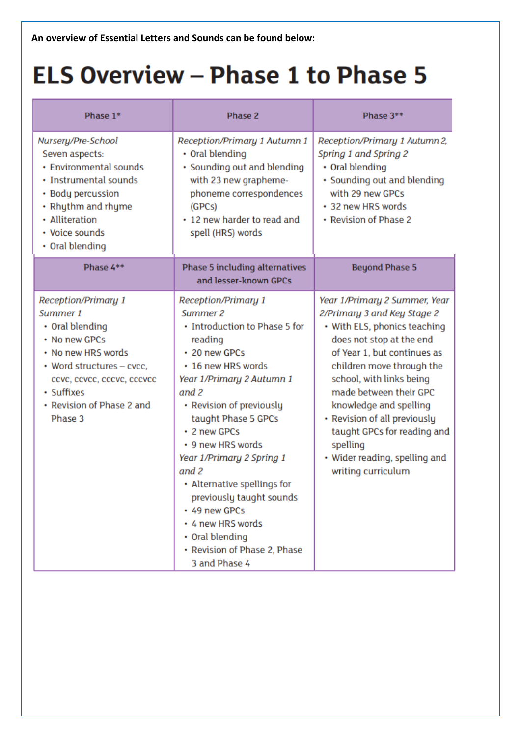**An overview of Essential Letters and Sounds can be found below:**

# ELS Overview – Phase 1 to Phase 5

| Phase 1* | Phase 2 | Phase 3** |
| --- | --- | --- |
| *Nursery/Pre-School*<br>Seven aspects:<br>• Environmental sounds<br>• Instrumental sounds<br>• Body percussion<br>• Rhythm and rhyme<br>• Alliteration<br>• Voice sounds<br>• Oral blending | *Reception/Primary 1 Autumn 1*<br>• Oral blending<br>• Sounding out and blending with 23 new grapheme-phoneme correspondences (GPCs)<br>• 12 new harder to read and spell (HRS) words | *Reception/Primary 1 Autumn 2, Spring 1 and Spring 2*<br>• Oral blending<br>• Sounding out and blending with 29 new GPCs<br>• 32 new HRS words<br>• Revision of Phase 2 |
| **Phase 4**** | **Phase 5 including alternatives and lesser-known GPCs** | **Beyond Phase 5** |
| *Reception/Primary 1 Summer 1*<br>• Oral blending<br>• No new GPCs<br>• No new HRS words<br>• Word structures – cvcc, ccvc, ccvcc, cccvc, cccvcc<br>• Suffixes<br>• Revision of Phase 2 and Phase 3 | *Reception/Primary 1 Summer 2*<br>• Introduction to Phase 5 for reading<br>• 20 new GPCs<br>• 16 new HRS words<br>*Year 1/Primary 2 Autumn 1 and 2*<br>• Revision of previously taught Phase 5 GPCs<br>• 2 new GPCs<br>• 9 new HRS words<br>*Year 1/Primary 2 Spring 1 and 2*<br>• Alternative spellings for previously taught sounds<br>• 49 new GPCs<br>• 4 new HRS words<br>• Oral blending<br>• Revision of Phase 2, Phase 3 and Phase 4 | *Year 1/Primary 2 Summer, Year 2/Primary 3 and Key Stage 2*<br>• With ELS, phonics teaching does not stop at the end of Year 1, but continues as children move through the school, with links being made between their GPC knowledge and spelling<br>• Revision of all previously taught GPCs for reading and spelling<br>• Wider reading, spelling and writing curriculum |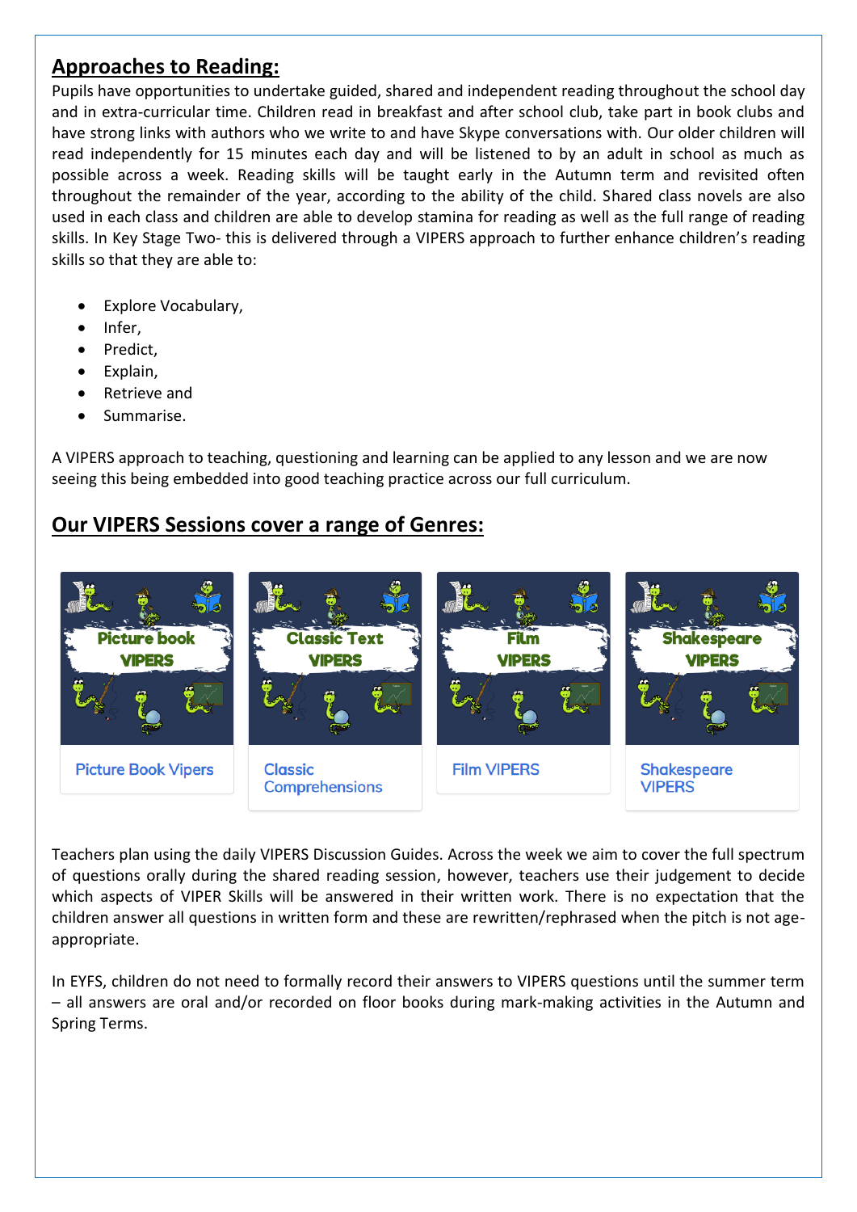## Approaches to Reading:

Pupils have opportunities to undertake guided, shared and independent reading throughout the school day and in extra-curricular time. Children read in breakfast and after school club, take part in book clubs and have strong links with authors who we write to and have Skype conversations with. Our older children will read independently for 15 minutes each day and will be listened to by an adult in school as much as possible across a week. Reading skills will be taught early in the Autumn term and revisited often throughout the remainder of the year, according to the ability of the child. Shared class novels are also used in each class and children are able to develop stamina for reading as well as the full range of reading skills. In Key Stage Two- this is delivered through a VIPERS approach to further enhance children's reading skills so that they are able to:

- Explore Vocabulary,
- Infer,
- Predict,
- Explain,
- Retrieve and
- Summarise.

A VIPERS approach to teaching, questioning and learning can be applied to any lesson and we are now seeing this being embedded into good teaching practice across our full curriculum.

## Our VIPERS Sessions cover a range of Genres:

Picture book VIPERS — Picture Book Vipers

Classic Text VIPERS — Classic Comprehensions

Film VIPERS — Film VIPERS

Shakespeare VIPERS — Shakespeare VIPERS

Teachers plan using the daily VIPERS Discussion Guides. Across the week we aim to cover the full spectrum of questions orally during the shared reading session, however, teachers use their judgement to decide which aspects of VIPER Skills will be answered in their written work. There is no expectation that the children answer all questions in written form and these are rewritten/rephrased when the pitch is not age-appropriate.

In EYFS, children do not need to formally record their answers to VIPERS questions until the summer term – all answers are oral and/or recorded on floor books during mark-making activities in the Autumn and Spring Terms.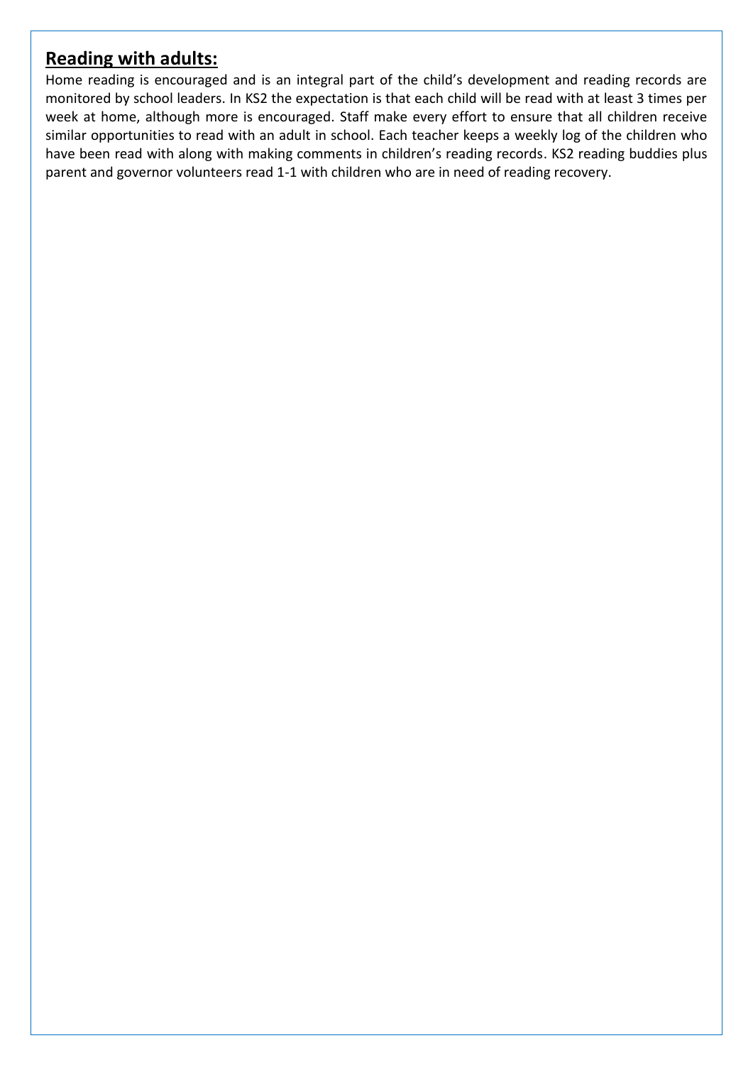## **Reading with adults:**

Home reading is encouraged and is an integral part of the child's development and reading records are monitored by school leaders. In KS2 the expectation is that each child will be read with at least 3 times per week at home, although more is encouraged. Staff make every effort to ensure that all children receive similar opportunities to read with an adult in school. Each teacher keeps a weekly log of the children who have been read with along with making comments in children's reading records. KS2 reading buddies plus parent and governor volunteers read 1-1 with children who are in need of reading recovery.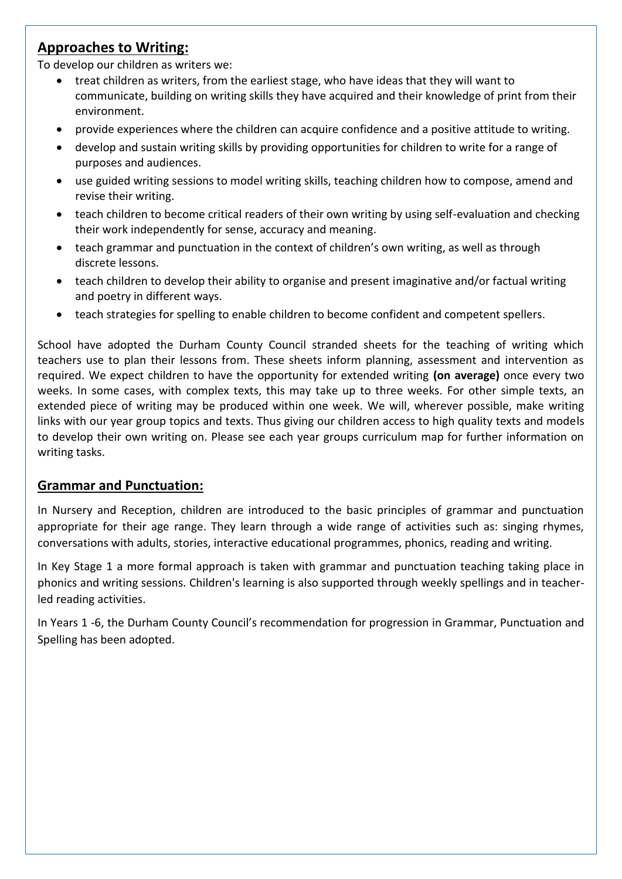## Approaches to Writing:

To develop our children as writers we:

- treat children as writers, from the earliest stage, who have ideas that they will want to communicate, building on writing skills they have acquired and their knowledge of print from their environment.
- provide experiences where the children can acquire confidence and a positive attitude to writing.
- develop and sustain writing skills by providing opportunities for children to write for a range of purposes and audiences.
- use guided writing sessions to model writing skills, teaching children how to compose, amend and revise their writing.
- teach children to become critical readers of their own writing by using self-evaluation and checking their work independently for sense, accuracy and meaning.
- teach grammar and punctuation in the context of children's own writing, as well as through discrete lessons.
- teach children to develop their ability to organise and present imaginative and/or factual writing and poetry in different ways.
- teach strategies for spelling to enable children to become confident and competent spellers.

School have adopted the Durham County Council stranded sheets for the teaching of writing which teachers use to plan their lessons from. These sheets inform planning, assessment and intervention as required. We expect children to have the opportunity for extended writing **(on average)** once every two weeks. In some cases, with complex texts, this may take up to three weeks. For other simple texts, an extended piece of writing may be produced within one week. We will, wherever possible, make writing links with our year group topics and texts. Thus giving our children access to high quality texts and models to develop their own writing on. Please see each year groups curriculum map for further information on writing tasks.

## Grammar and Punctuation:

In Nursery and Reception, children are introduced to the basic principles of grammar and punctuation appropriate for their age range. They learn through a wide range of activities such as: singing rhymes, conversations with adults, stories, interactive educational programmes, phonics, reading and writing.

In Key Stage 1 a more formal approach is taken with grammar and punctuation teaching taking place in phonics and writing sessions. Children's learning is also supported through weekly spellings and in teacher-led reading activities.

In Years 1 -6, the Durham County Council's recommendation for progression in Grammar, Punctuation and Spelling has been adopted.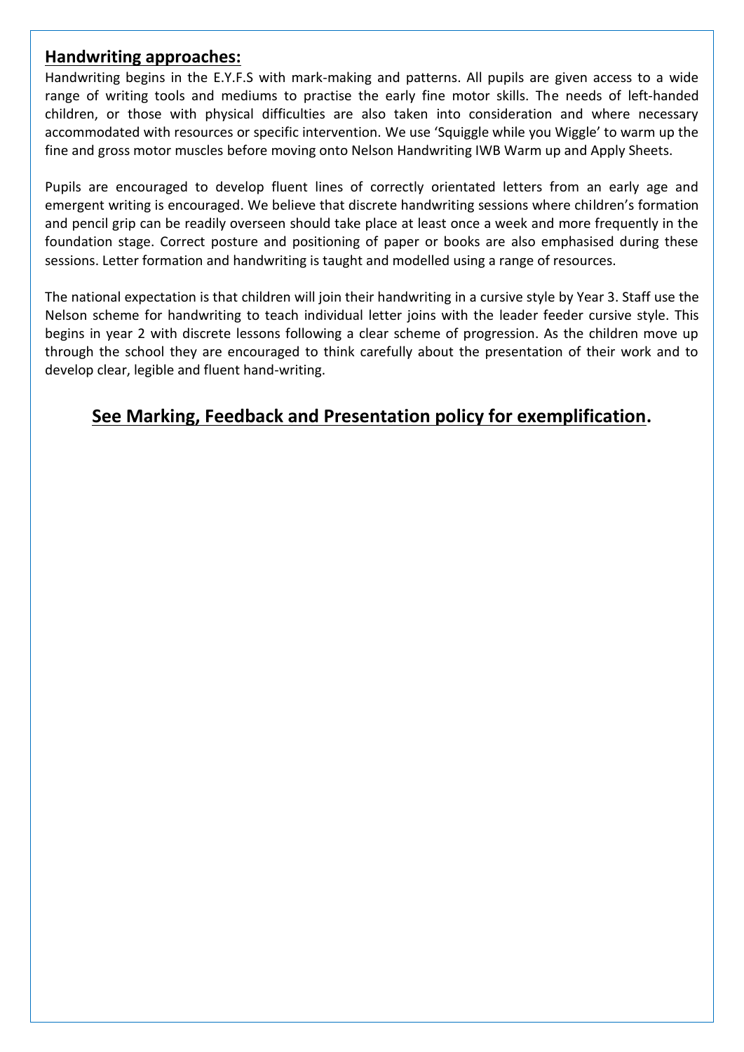## Handwriting approaches:

Handwriting begins in the E.Y.F.S with mark-making and patterns. All pupils are given access to a wide range of writing tools and mediums to practise the early fine motor skills. The needs of left-handed children, or those with physical difficulties are also taken into consideration and where necessary accommodated with resources or specific intervention. We use 'Squiggle while you Wiggle' to warm up the fine and gross motor muscles before moving onto Nelson Handwriting IWB Warm up and Apply Sheets.

Pupils are encouraged to develop fluent lines of correctly orientated letters from an early age and emergent writing is encouraged. We believe that discrete handwriting sessions where children's formation and pencil grip can be readily overseen should take place at least once a week and more frequently in the foundation stage. Correct posture and positioning of paper or books are also emphasised during these sessions. Letter formation and handwriting is taught and modelled using a range of resources.

The national expectation is that children will join their handwriting in a cursive style by Year 3. Staff use the Nelson scheme for handwriting to teach individual letter joins with the leader feeder cursive style. This begins in year 2 with discrete lessons following a clear scheme of progression. As the children move up through the school they are encouraged to think carefully about the presentation of their work and to develop clear, legible and fluent hand-writing.

## See Marking, Feedback and Presentation policy for exemplification.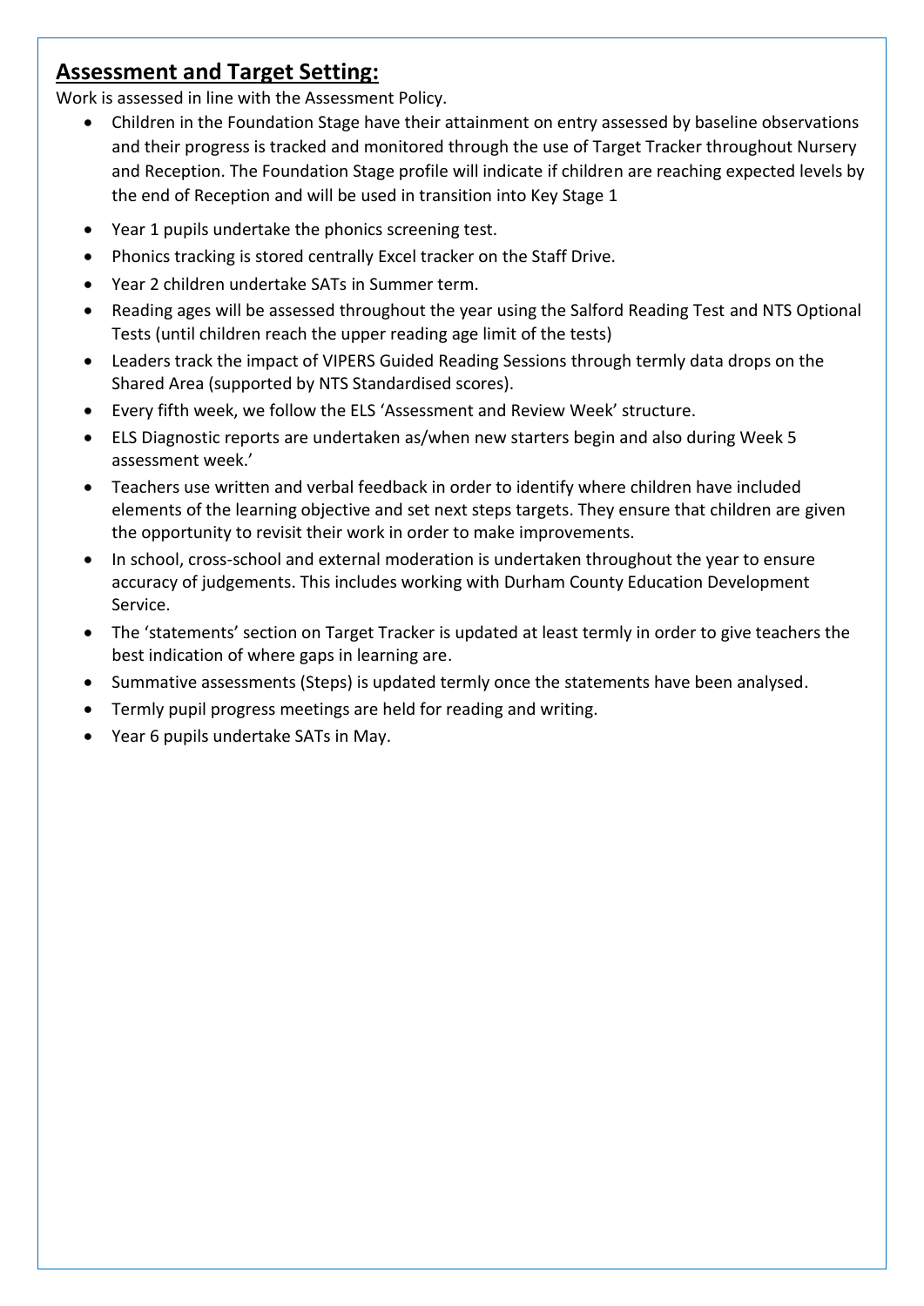## **Assessment and Target Setting:**

Work is assessed in line with the Assessment Policy.

- Children in the Foundation Stage have their attainment on entry assessed by baseline observations and their progress is tracked and monitored through the use of Target Tracker throughout Nursery and Reception. The Foundation Stage profile will indicate if children are reaching expected levels by the end of Reception and will be used in transition into Key Stage 1
- Year 1 pupils undertake the phonics screening test.
- Phonics tracking is stored centrally Excel tracker on the Staff Drive.
- Year 2 children undertake SATs in Summer term.
- Reading ages will be assessed throughout the year using the Salford Reading Test and NTS Optional Tests (until children reach the upper reading age limit of the tests)
- Leaders track the impact of VIPERS Guided Reading Sessions through termly data drops on the Shared Area (supported by NTS Standardised scores).
- Every fifth week, we follow the ELS 'Assessment and Review Week' structure.
- ELS Diagnostic reports are undertaken as/when new starters begin and also during Week 5 assessment week.'
- Teachers use written and verbal feedback in order to identify where children have included elements of the learning objective and set next steps targets. They ensure that children are given the opportunity to revisit their work in order to make improvements.
- In school, cross-school and external moderation is undertaken throughout the year to ensure accuracy of judgements. This includes working with Durham County Education Development Service.
- The 'statements' section on Target Tracker is updated at least termly in order to give teachers the best indication of where gaps in learning are.
- Summative assessments (Steps) is updated termly once the statements have been analysed.
- Termly pupil progress meetings are held for reading and writing.
- Year 6 pupils undertake SATs in May.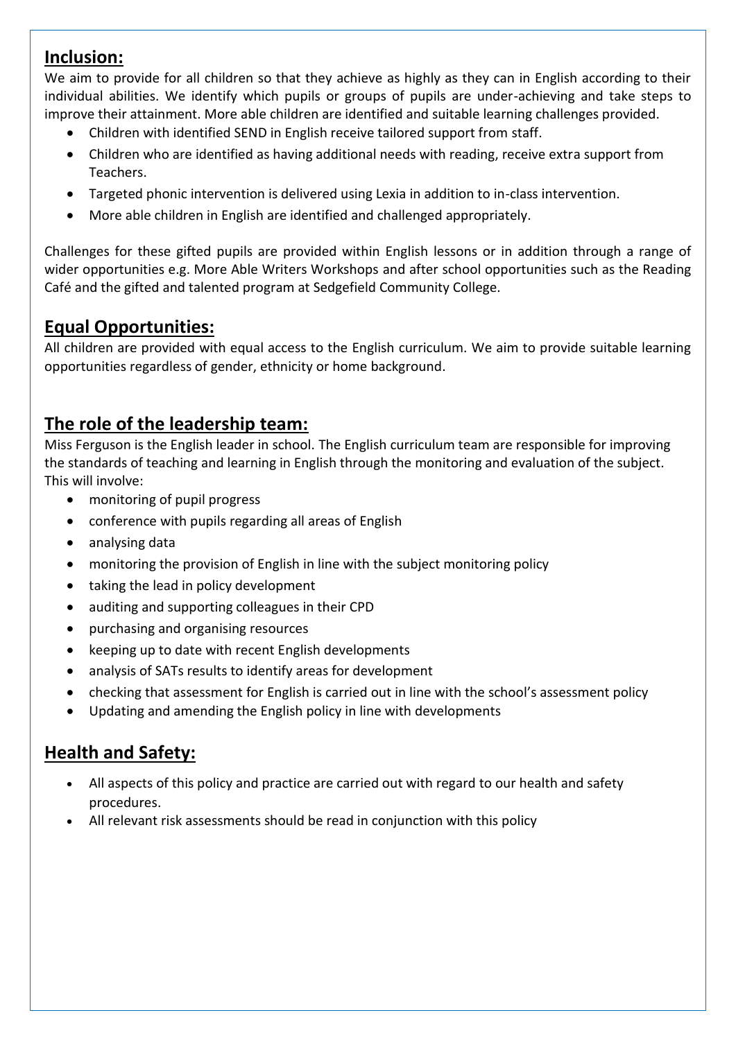## Inclusion:

We aim to provide for all children so that they achieve as highly as they can in English according to their individual abilities. We identify which pupils or groups of pupils are under-achieving and take steps to improve their attainment. More able children are identified and suitable learning challenges provided.

- Children with identified SEND in English receive tailored support from staff.
- Children who are identified as having additional needs with reading, receive extra support from Teachers.
- Targeted phonic intervention is delivered using Lexia in addition to in-class intervention.
- More able children in English are identified and challenged appropriately.

Challenges for these gifted pupils are provided within English lessons or in addition through a range of wider opportunities e.g. More Able Writers Workshops and after school opportunities such as the Reading Café and the gifted and talented program at Sedgefield Community College.

## Equal Opportunities:

All children are provided with equal access to the English curriculum. We aim to provide suitable learning opportunities regardless of gender, ethnicity or home background.

## The role of the leadership team:

Miss Ferguson is the English leader in school. The English curriculum team are responsible for improving the standards of teaching and learning in English through the monitoring and evaluation of the subject. This will involve:

- monitoring of pupil progress
- conference with pupils regarding all areas of English
- analysing data
- monitoring the provision of English in line with the subject monitoring policy
- taking the lead in policy development
- auditing and supporting colleagues in their CPD
- purchasing and organising resources
- keeping up to date with recent English developments
- analysis of SATs results to identify areas for development
- checking that assessment for English is carried out in line with the school's assessment policy
- Updating and amending the English policy in line with developments

## Health and Safety:

- All aspects of this policy and practice are carried out with regard to our health and safety procedures.
- All relevant risk assessments should be read in conjunction with this policy